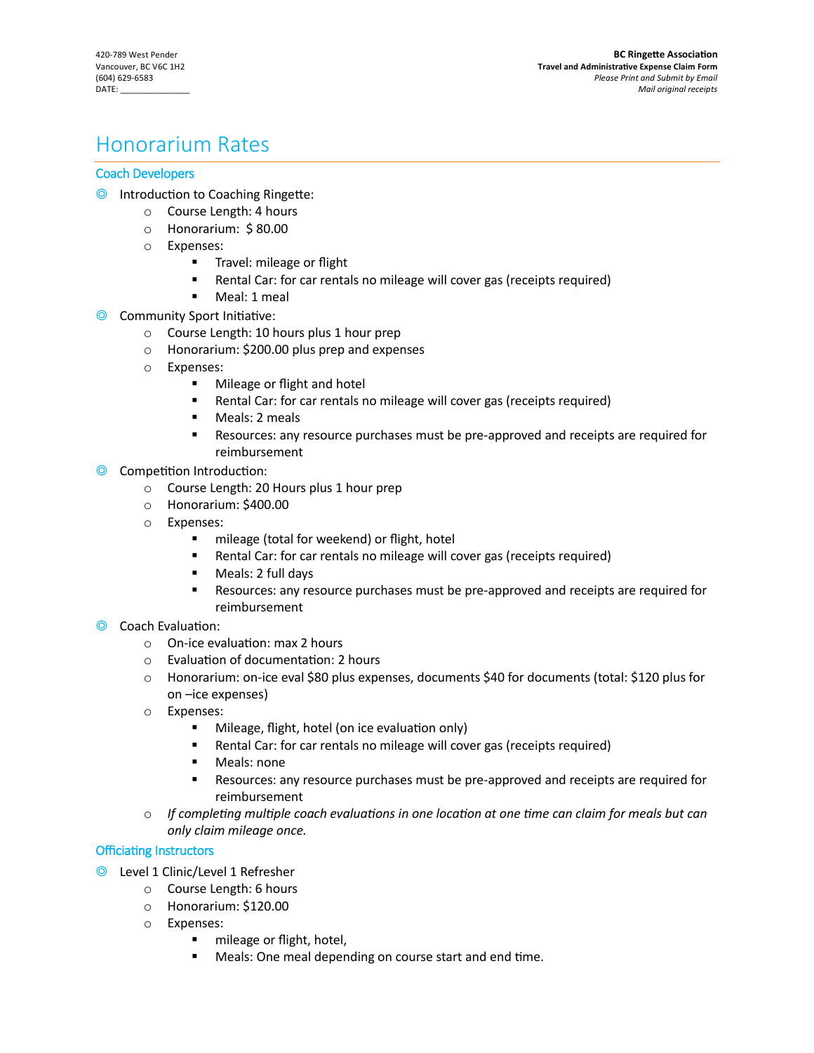420-789 West Pender
Vancouver, BC V6C 1H2
(604) 629-6583
DATE: _______________

**BC Ringette Association**
**Travel and Administrative Expense Claim Form**
*Please Print and Submit by Email*
*Mail original receipts*

# Honorarium Rates

## Coach Developers

- Introduction to Coaching Ringette:
  - Course Length: 4 hours
  - Honorarium: $ 80.00
  - Expenses:
    - Travel: mileage or flight
    - Rental Car: for car rentals no mileage will cover gas (receipts required)
    - Meal: 1 meal
- Community Sport Initiative:
  - Course Length: 10 hours plus 1 hour prep
  - Honorarium: $200.00 plus prep and expenses
  - Expenses:
    - Mileage or flight and hotel
    - Rental Car: for car rentals no mileage will cover gas (receipts required)
    - Meals: 2 meals
    - Resources: any resource purchases must be pre-approved and receipts are required for reimbursement
- Competition Introduction:
  - Course Length: 20 Hours plus 1 hour prep
  - Honorarium: $400.00
  - Expenses:
    - mileage (total for weekend) or flight, hotel
    - Rental Car: for car rentals no mileage will cover gas (receipts required)
    - Meals: 2 full days
    - Resources: any resource purchases must be pre-approved and receipts are required for reimbursement
- Coach Evaluation:
  - On-ice evaluation: max 2 hours
  - Evaluation of documentation: 2 hours
  - Honorarium: on-ice eval $80 plus expenses, documents $40 for documents (total: $120 plus for on –ice expenses)
  - Expenses:
    - Mileage, flight, hotel (on ice evaluation only)
    - Rental Car: for car rentals no mileage will cover gas (receipts required)
    - Meals: none
    - Resources: any resource purchases must be pre-approved and receipts are required for reimbursement
  - *If completing multiple coach evaluations in one location at one time can claim for meals but can only claim mileage once.*

## Officiating Instructors

- Level 1 Clinic/Level 1 Refresher
  - Course Length: 6 hours
  - Honorarium: $120.00
  - Expenses:
    - mileage or flight, hotel,
    - Meals: One meal depending on course start and end time.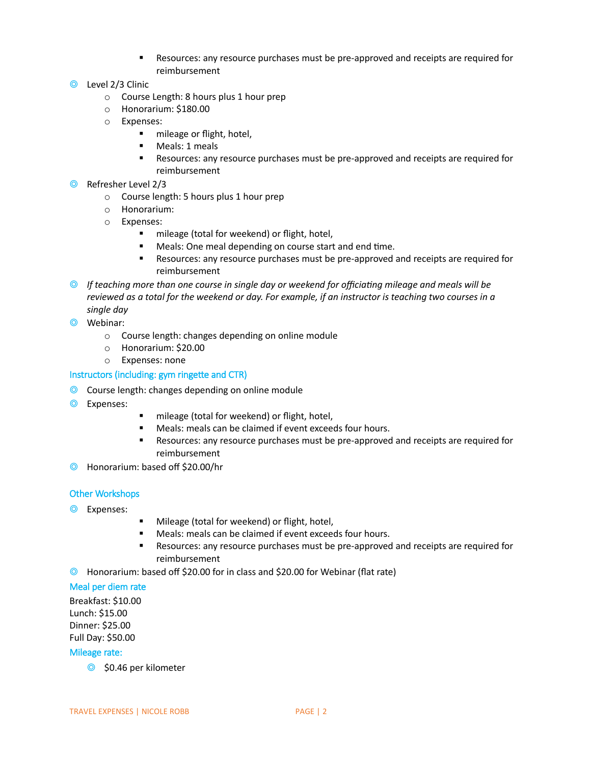- Resources: any resource purchases must be pre-approved and receipts are required for reimbursement

- Level 2/3 Clinic
    - Course Length: 8 hours plus 1 hour prep
    - Honorarium: $180.00
    - Expenses:
        - mileage or flight, hotel,
        - Meals: 1 meals
        - Resources: any resource purchases must be pre-approved and receipts are required for reimbursement
- Refresher Level 2/3
    - Course length: 5 hours plus 1 hour prep
    - Honorarium:
    - Expenses:
        - mileage (total for weekend) or flight, hotel,
        - Meals: One meal depending on course start and end time.
        - Resources: any resource purchases must be pre-approved and receipts are required for reimbursement
- *If teaching more than one course in single day or weekend for officiating mileage and meals will be reviewed as a total for the weekend or day. For example, if an instructor is teaching two courses in a single day*
- Webinar:
    - Course length: changes depending on online module
    - Honorarium: $20.00
    - Expenses: none

## Instructors (including: gym ringette and CTR)

- Course length: changes depending on online module
- Expenses:
    - mileage (total for weekend) or flight, hotel,
    - Meals: meals can be claimed if event exceeds four hours.
    - Resources: any resource purchases must be pre-approved and receipts are required for reimbursement
- Honorarium: based off $20.00/hr

## Other Workshops

- Expenses:
    - Mileage (total for weekend) or flight, hotel,
    - Meals: meals can be claimed if event exceeds four hours.
    - Resources: any resource purchases must be pre-approved and receipts are required for reimbursement
- Honorarium: based off $20.00 for in class and $20.00 for Webinar (flat rate)

## Meal per diem rate

Breakfast: $10.00
Lunch: $15.00
Dinner: $25.00
Full Day: $50.00

## Mileage rate:

- $0.46 per kilometer